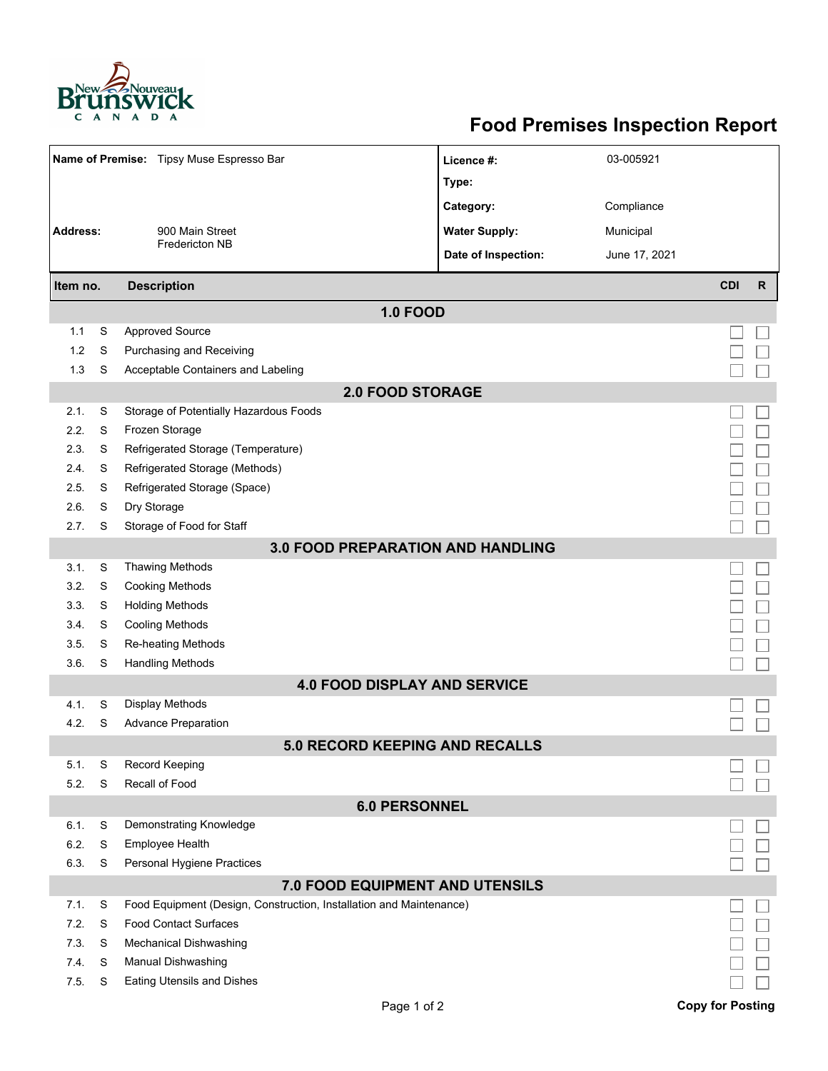# Food Premises Inspection Report

| | | | |
|---|---|---|---|
| **Name of Premise:** | Tipsy Muse Espresso Bar | **Licence #:** | 03-005921 |
| | | **Type:** | |
| | | **Category:** | Compliance |
| **Address:** | 900 Main Street<br>Fredericton NB | **Water Supply:** | Municipal |
| | | **Date of Inspection:** | June 17, 2021 |

| Item no. | | Description | CDI | R |
|---|---|---|---|---|
| | | **1.0 FOOD** | | |
| 1.1 | S | Approved Source | ☐ | ☐ |
| 1.2 | S | Purchasing and Receiving | ☐ | ☐ |
| 1.3 | S | Acceptable Containers and Labeling | ☐ | ☐ |
| | | **2.0 FOOD STORAGE** | | |
| 2.1. | S | Storage of Potentially Hazardous Foods | ☐ | ☐ |
| 2.2. | S | Frozen Storage | ☐ | ☐ |
| 2.3. | S | Refrigerated Storage (Temperature) | ☐ | ☐ |
| 2.4. | S | Refrigerated Storage (Methods) | ☐ | ☐ |
| 2.5. | S | Refrigerated Storage (Space) | ☐ | ☐ |
| 2.6. | S | Dry Storage | ☐ | ☐ |
| 2.7. | S | Storage of Food for Staff | ☐ | ☐ |
| | | **3.0 FOOD PREPARATION AND HANDLING** | | |
| 3.1. | S | Thawing Methods | ☐ | ☐ |
| 3.2. | S | Cooking Methods | ☐ | ☐ |
| 3.3. | S | Holding Methods | ☐ | ☐ |
| 3.4. | S | Cooling Methods | ☐ | ☐ |
| 3.5. | S | Re-heating Methods | ☐ | ☐ |
| 3.6. | S | Handling Methods | ☐ | ☐ |
| | | **4.0 FOOD DISPLAY AND SERVICE** | | |
| 4.1. | S | Display Methods | ☐ | ☐ |
| 4.2. | S | Advance Preparation | ☐ | ☐ |
| | | **5.0 RECORD KEEPING AND RECALLS** | | |
| 5.1. | S | Record Keeping | ☐ | ☐ |
| 5.2. | S | Recall of Food | ☐ | ☐ |
| | | **6.0 PERSONNEL** | | |
| 6.1. | S | Demonstrating Knowledge | ☐ | ☐ |
| 6.2. | S | Employee Health | ☐ | ☐ |
| 6.3. | S | Personal Hygiene Practices | ☐ | ☐ |
| | | **7.0 FOOD EQUIPMENT AND UTENSILS** | | |
| 7.1. | S | Food Equipment (Design, Construction, Installation and Maintenance) | ☐ | ☐ |
| 7.2. | S | Food Contact Surfaces | ☐ | ☐ |
| 7.3. | S | Mechanical Dishwashing | ☐ | ☐ |
| 7.4. | S | Manual Dishwashing | ☐ | ☐ |
| 7.5. | S | Eating Utensils and Dishes | ☐ | ☐ |

**Copy for Posting**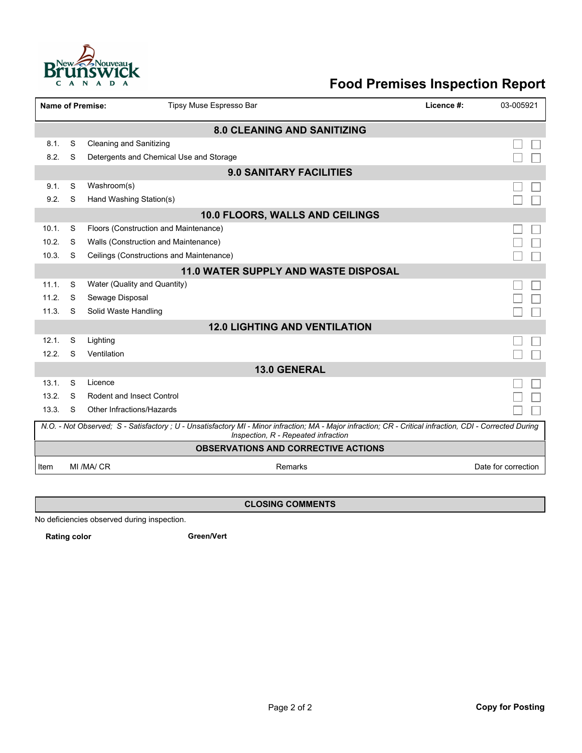# Food Premises Inspection Report

| Name of Premise: | Tipsy Muse Espresso Bar | Licence #: | 03-005921 |
|---|---|---|---|

## 8.0 CLEANING AND SANITIZING

| | | | | |
|---|---|---|---|---|
| 8.1. | S | Cleaning and Sanitizing | ☐ | ☐ |
| 8.2. | S | Detergents and Chemical Use and Storage | ☐ | ☐ |

## 9.0 SANITARY FACILITIES

| | | | | |
|---|---|---|---|---|
| 9.1. | S | Washroom(s) | ☐ | ☐ |
| 9.2. | S | Hand Washing Station(s) | ☐ | ☐ |

## 10.0 FLOORS, WALLS AND CEILINGS

| | | | | |
|---|---|---|---|---|
| 10.1. | S | Floors (Construction and Maintenance) | ☐ | ☐ |
| 10.2. | S | Walls (Construction and Maintenance) | ☐ | ☐ |
| 10.3. | S | Ceilings (Constructions and Maintenance) | ☐ | ☐ |

## 11.0 WATER SUPPLY AND WASTE DISPOSAL

| | | | | |
|---|---|---|---|---|
| 11.1. | S | Water (Quality and Quantity) | ☐ | ☐ |
| 11.2. | S | Sewage Disposal | ☐ | ☐ |
| 11.3. | S | Solid Waste Handling | ☐ | ☐ |

## 12.0 LIGHTING AND VENTILATION

| | | | | |
|---|---|---|---|---|
| 12.1. | S | Lighting | ☐ | ☐ |
| 12.2. | S | Ventilation | ☐ | ☐ |

## 13.0 GENERAL

| | | | | |
|---|---|---|---|---|
| 13.1. | S | Licence | ☐ | ☐ |
| 13.2. | S | Rodent and Insect Control | ☐ | ☐ |
| 13.3. | S | Other Infractions/Hazards | ☐ | ☐ |

*N.O. - Not Observed; S - Satisfactory ; U - Unsatisfactory MI - Minor infraction; MA - Major infraction; CR - Critical infraction, CDI - Corrected During Inspection, R - Repeated infraction*

## OBSERVATIONS AND CORRECTIVE ACTIONS

| Item | MI /MA/ CR | Remarks | Date for correction |
|---|---|---|---|

## CLOSING COMMENTS

No deficiencies observed during inspection.

**Rating color** **Green/Vert**

**Copy for Posting**